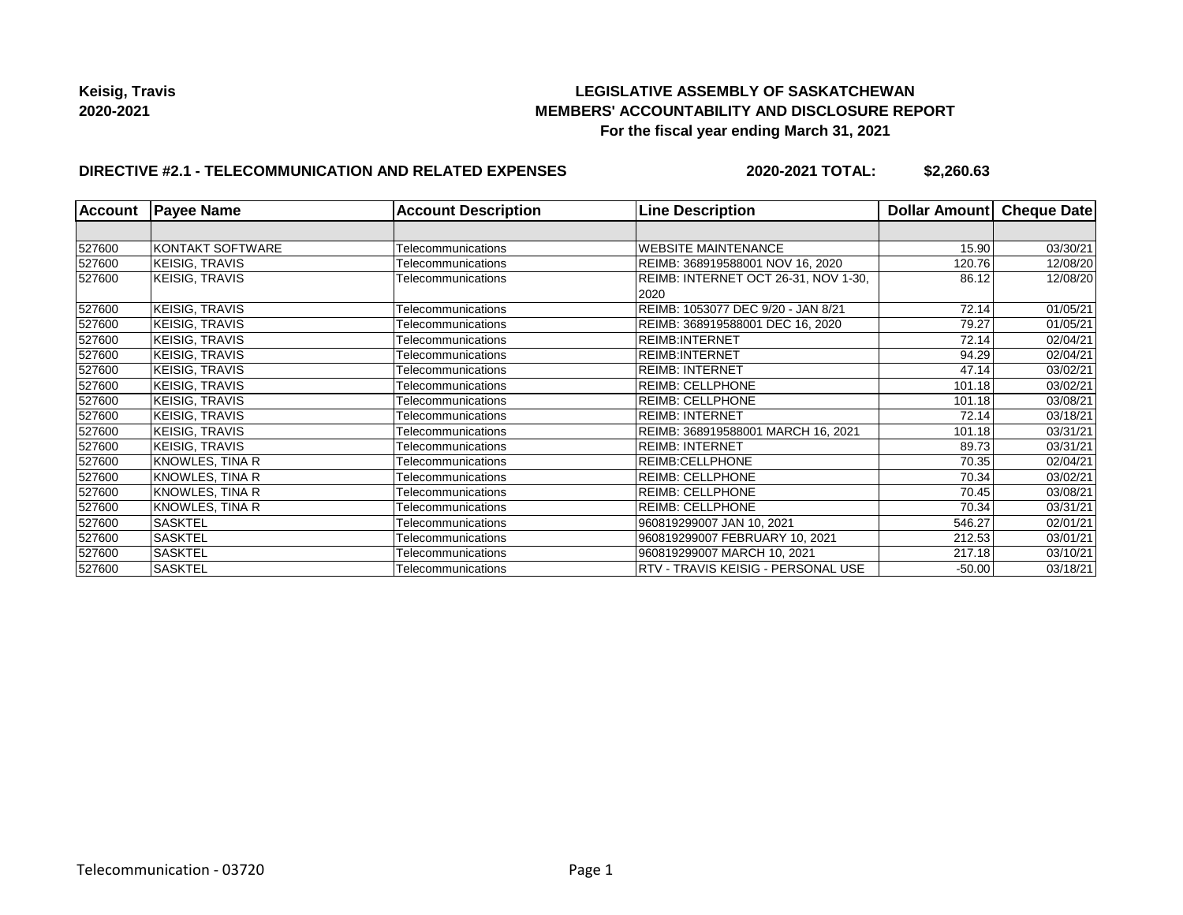**Keisig, Travis**
**2020-2021**

# LEGISLATIVE ASSEMBLY OF SASKATCHEWAN
## MEMBERS' ACCOUNTABILITY AND DISCLOSURE REPORT
### For the fiscal year ending March 31, 2021

**DIRECTIVE #2.1 - TELECOMMUNICATION AND RELATED EXPENSES** **2020-2021 TOTAL: $2,260.63**

| Account | Payee Name | Account Description | Line Description | Dollar Amount | Cheque Date |
|---|---|---|---|---|---|
| | | | | | |
| 527600 | KONTAKT SOFTWARE | Telecommunications | WEBSITE MAINTENANCE | 15.90 | 03/30/21 |
| 527600 | KEISIG, TRAVIS | Telecommunications | REIMB: 368919588001 NOV 16, 2020 | 120.76 | 12/08/20 |
| 527600 | KEISIG, TRAVIS | Telecommunications | REIMB: INTERNET OCT 26-31, NOV 1-30, 2020 | 86.12 | 12/08/20 |
| 527600 | KEISIG, TRAVIS | Telecommunications | REIMB: 1053077 DEC 9/20 - JAN 8/21 | 72.14 | 01/05/21 |
| 527600 | KEISIG, TRAVIS | Telecommunications | REIMB: 368919588001 DEC 16, 2020 | 79.27 | 01/05/21 |
| 527600 | KEISIG, TRAVIS | Telecommunications | REIMB:INTERNET | 72.14 | 02/04/21 |
| 527600 | KEISIG, TRAVIS | Telecommunications | REIMB:INTERNET | 94.29 | 02/04/21 |
| 527600 | KEISIG, TRAVIS | Telecommunications | REIMB: INTERNET | 47.14 | 03/02/21 |
| 527600 | KEISIG, TRAVIS | Telecommunications | REIMB: CELLPHONE | 101.18 | 03/02/21 |
| 527600 | KEISIG, TRAVIS | Telecommunications | REIMB: CELLPHONE | 101.18 | 03/08/21 |
| 527600 | KEISIG, TRAVIS | Telecommunications | REIMB: INTERNET | 72.14 | 03/18/21 |
| 527600 | KEISIG, TRAVIS | Telecommunications | REIMB: 368919588001 MARCH 16, 2021 | 101.18 | 03/31/21 |
| 527600 | KEISIG, TRAVIS | Telecommunications | REIMB: INTERNET | 89.73 | 03/31/21 |
| 527600 | KNOWLES, TINA R | Telecommunications | REIMB:CELLPHONE | 70.35 | 02/04/21 |
| 527600 | KNOWLES, TINA R | Telecommunications | REIMB: CELLPHONE | 70.34 | 03/02/21 |
| 527600 | KNOWLES, TINA R | Telecommunications | REIMB: CELLPHONE | 70.45 | 03/08/21 |
| 527600 | KNOWLES, TINA R | Telecommunications | REIMB: CELLPHONE | 70.34 | 03/31/21 |
| 527600 | SASKTEL | Telecommunications | 960819299007 JAN 10, 2021 | 546.27 | 02/01/21 |
| 527600 | SASKTEL | Telecommunications | 960819299007 FEBRUARY 10, 2021 | 212.53 | 03/01/21 |
| 527600 | SASKTEL | Telecommunications | 960819299007 MARCH 10, 2021 | 217.18 | 03/10/21 |
| 527600 | SASKTEL | Telecommunications | RTV - TRAVIS KEISIG - PERSONAL USE | -50.00 | 03/18/21 |

Telecommunication - 03720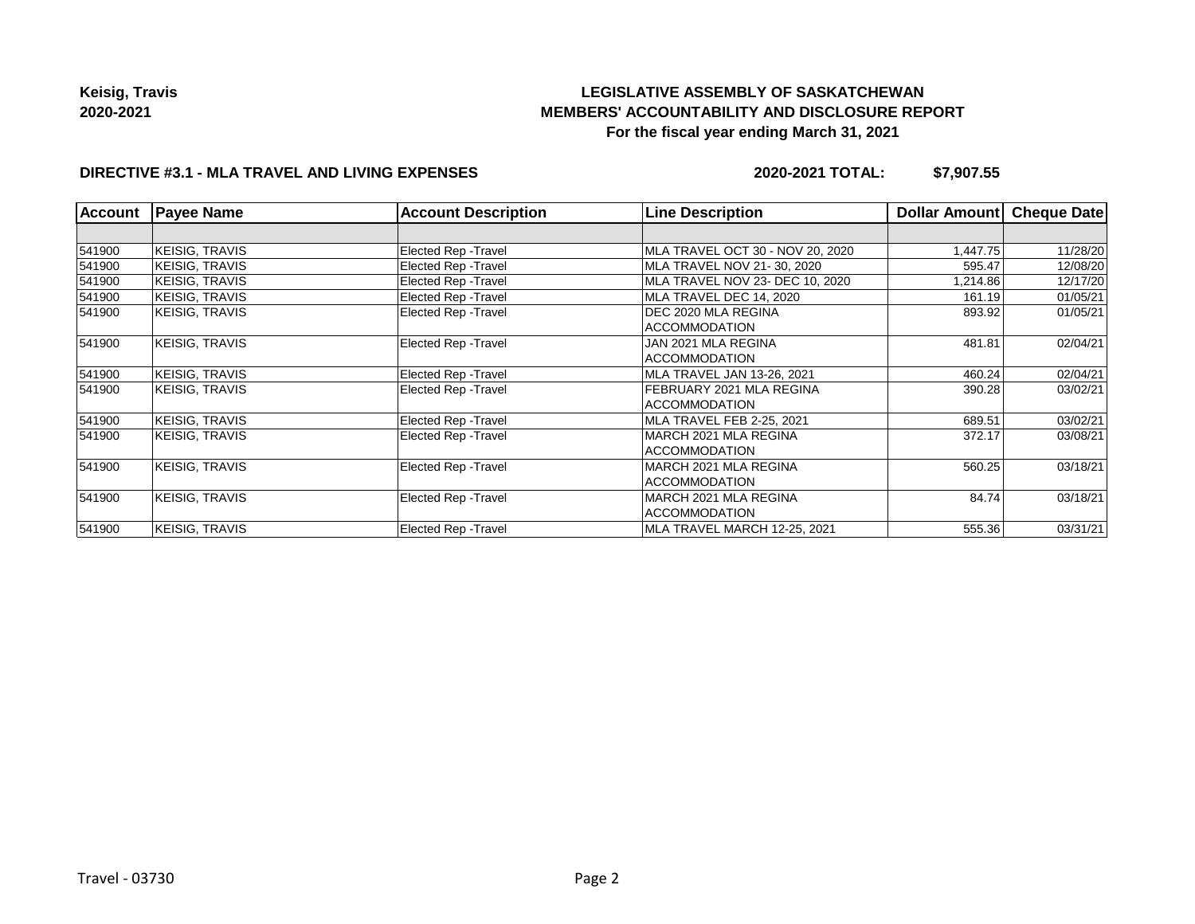Keisig, Travis
2020-2021

**LEGISLATIVE ASSEMBLY OF SASKATCHEWAN**
**MEMBERS' ACCOUNTABILITY AND DISCLOSURE REPORT**
**For the fiscal year ending March 31, 2021**

**DIRECTIVE #3.1 - MLA TRAVEL AND LIVING EXPENSES** **2020-2021 TOTAL: $7,907.55**

| Account | Payee Name | Account Description | Line Description | Dollar Amount | Cheque Date |
|---|---|---|---|---|---|
| | | | | | |
| 541900 | KEISIG, TRAVIS | Elected Rep -Travel | MLA TRAVEL OCT 30 - NOV 20, 2020 | 1,447.75 | 11/28/20 |
| 541900 | KEISIG, TRAVIS | Elected Rep -Travel | MLA TRAVEL NOV 21- 30, 2020 | 595.47 | 12/08/20 |
| 541900 | KEISIG, TRAVIS | Elected Rep -Travel | MLA TRAVEL NOV 23- DEC 10, 2020 | 1,214.86 | 12/17/20 |
| 541900 | KEISIG, TRAVIS | Elected Rep -Travel | MLA TRAVEL DEC 14, 2020 | 161.19 | 01/05/21 |
| 541900 | KEISIG, TRAVIS | Elected Rep -Travel | DEC 2020 MLA REGINA ACCOMMODATION | 893.92 | 01/05/21 |
| 541900 | KEISIG, TRAVIS | Elected Rep -Travel | JAN 2021 MLA REGINA ACCOMMODATION | 481.81 | 02/04/21 |
| 541900 | KEISIG, TRAVIS | Elected Rep -Travel | MLA TRAVEL JAN 13-26, 2021 | 460.24 | 02/04/21 |
| 541900 | KEISIG, TRAVIS | Elected Rep -Travel | FEBRUARY 2021 MLA REGINA ACCOMMODATION | 390.28 | 03/02/21 |
| 541900 | KEISIG, TRAVIS | Elected Rep -Travel | MLA TRAVEL FEB 2-25, 2021 | 689.51 | 03/02/21 |
| 541900 | KEISIG, TRAVIS | Elected Rep -Travel | MARCH 2021 MLA REGINA ACCOMMODATION | 372.17 | 03/08/21 |
| 541900 | KEISIG, TRAVIS | Elected Rep -Travel | MARCH 2021 MLA REGINA ACCOMMODATION | 560.25 | 03/18/21 |
| 541900 | KEISIG, TRAVIS | Elected Rep -Travel | MARCH 2021 MLA REGINA ACCOMMODATION | 84.74 | 03/18/21 |
| 541900 | KEISIG, TRAVIS | Elected Rep -Travel | MLA TRAVEL MARCH 12-25, 2021 | 555.36 | 03/31/21 |

Travel - 03730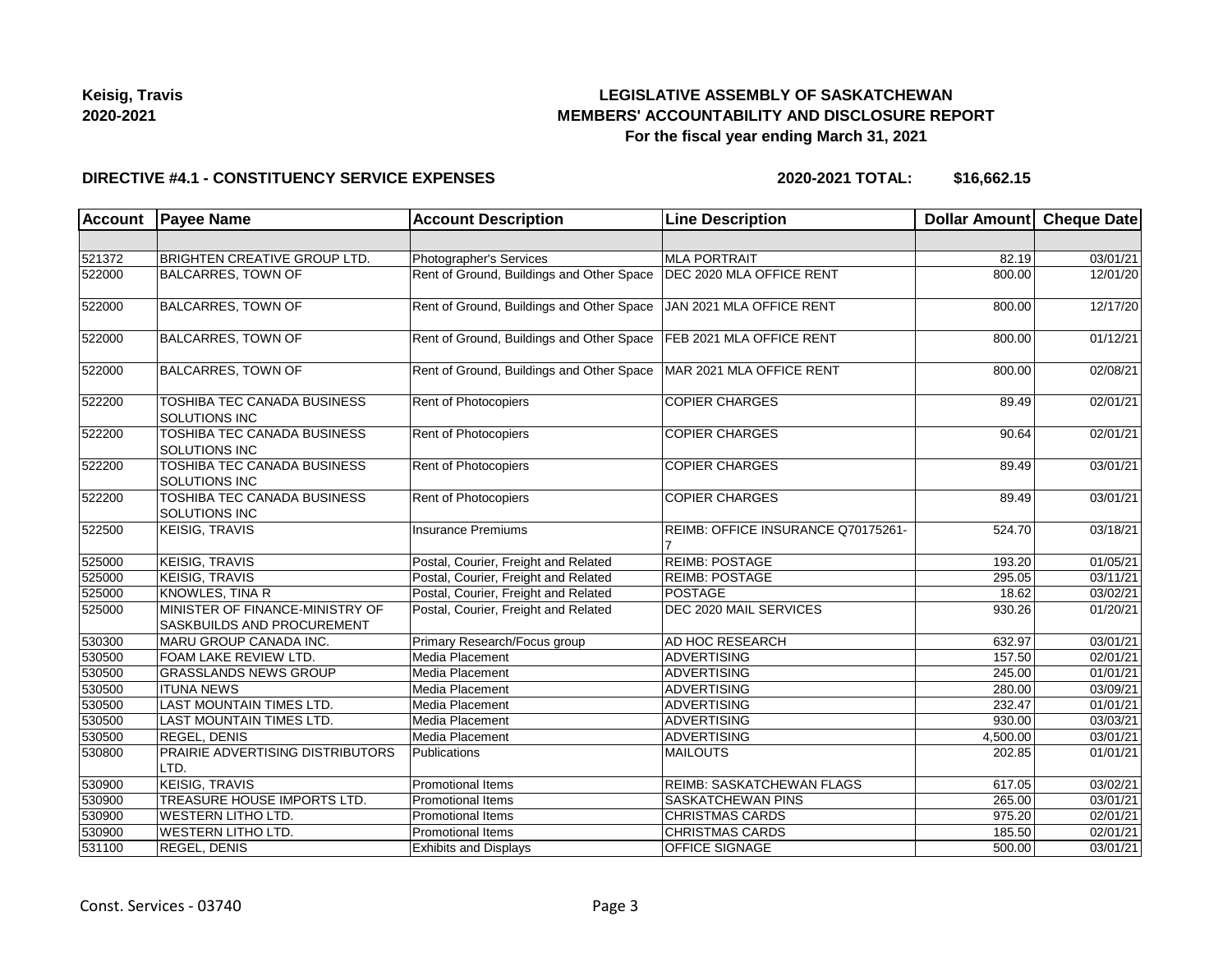**Keisig, Travis**
**2020-2021**

# LEGISLATIVE ASSEMBLY OF SASKATCHEWAN
## MEMBERS' ACCOUNTABILITY AND DISCLOSURE REPORT
### For the fiscal year ending March 31, 2021

**DIRECTIVE #4.1 - CONSTITUENCY SERVICE EXPENSES** **2020-2021 TOTAL: $16,662.15**

| Account | Payee Name | Account Description | Line Description | Dollar Amount | Cheque Date |
|---|---|---|---|---|---|
| | | | | | |
| 521372 | BRIGHTEN CREATIVE GROUP LTD. | Photographer's Services | MLA PORTRAIT | 82.19 | 03/01/21 |
| 522000 | BALCARRES, TOWN OF | Rent of Ground, Buildings and Other Space | DEC 2020 MLA OFFICE RENT | 800.00 | 12/01/20 |
| 522000 | BALCARRES, TOWN OF | Rent of Ground, Buildings and Other Space | JAN 2021 MLA OFFICE RENT | 800.00 | 12/17/20 |
| 522000 | BALCARRES, TOWN OF | Rent of Ground, Buildings and Other Space | FEB 2021 MLA OFFICE RENT | 800.00 | 01/12/21 |
| 522000 | BALCARRES, TOWN OF | Rent of Ground, Buildings and Other Space | MAR 2021 MLA OFFICE RENT | 800.00 | 02/08/21 |
| 522200 | TOSHIBA TEC CANADA BUSINESS SOLUTIONS INC | Rent of Photocopiers | COPIER CHARGES | 89.49 | 02/01/21 |
| 522200 | TOSHIBA TEC CANADA BUSINESS SOLUTIONS INC | Rent of Photocopiers | COPIER CHARGES | 90.64 | 02/01/21 |
| 522200 | TOSHIBA TEC CANADA BUSINESS SOLUTIONS INC | Rent of Photocopiers | COPIER CHARGES | 89.49 | 03/01/21 |
| 522200 | TOSHIBA TEC CANADA BUSINESS SOLUTIONS INC | Rent of Photocopiers | COPIER CHARGES | 89.49 | 03/01/21 |
| 522500 | KEISIG, TRAVIS | Insurance Premiums | REIMB: OFFICE INSURANCE Q70175261-7 | 524.70 | 03/18/21 |
| 525000 | KEISIG, TRAVIS | Postal, Courier, Freight and Related | REIMB: POSTAGE | 193.20 | 01/05/21 |
| 525000 | KEISIG, TRAVIS | Postal, Courier, Freight and Related | REIMB: POSTAGE | 295.05 | 03/11/21 |
| 525000 | KNOWLES, TINA R | Postal, Courier, Freight and Related | POSTAGE | 18.62 | 03/02/21 |
| 525000 | MINISTER OF FINANCE-MINISTRY OF SASKBUILDS AND PROCUREMENT | Postal, Courier, Freight and Related | DEC 2020 MAIL SERVICES | 930.26 | 01/20/21 |
| 530300 | MARU GROUP CANADA INC. | Primary Research/Focus group | AD HOC RESEARCH | 632.97 | 03/01/21 |
| 530500 | FOAM LAKE REVIEW LTD. | Media Placement | ADVERTISING | 157.50 | 02/01/21 |
| 530500 | GRASSLANDS NEWS GROUP | Media Placement | ADVERTISING | 245.00 | 01/01/21 |
| 530500 | ITUNA NEWS | Media Placement | ADVERTISING | 280.00 | 03/09/21 |
| 530500 | LAST MOUNTAIN TIMES LTD. | Media Placement | ADVERTISING | 232.47 | 01/01/21 |
| 530500 | LAST MOUNTAIN TIMES LTD. | Media Placement | ADVERTISING | 930.00 | 03/03/21 |
| 530500 | REGEL, DENIS | Media Placement | ADVERTISING | 4,500.00 | 03/01/21 |
| 530800 | PRAIRIE ADVERTISING DISTRIBUTORS LTD. | Publications | MAILOUTS | 202.85 | 01/01/21 |
| 530900 | KEISIG, TRAVIS | Promotional Items | REIMB: SASKATCHEWAN FLAGS | 617.05 | 03/02/21 |
| 530900 | TREASURE HOUSE IMPORTS LTD. | Promotional Items | SASKATCHEWAN PINS | 265.00 | 03/01/21 |
| 530900 | WESTERN LITHO LTD. | Promotional Items | CHRISTMAS CARDS | 975.20 | 02/01/21 |
| 530900 | WESTERN LITHO LTD. | Promotional Items | CHRISTMAS CARDS | 185.50 | 02/01/21 |
| 531100 | REGEL, DENIS | Exhibits and Displays | OFFICE SIGNAGE | 500.00 | 03/01/21 |

Const. Services - 03740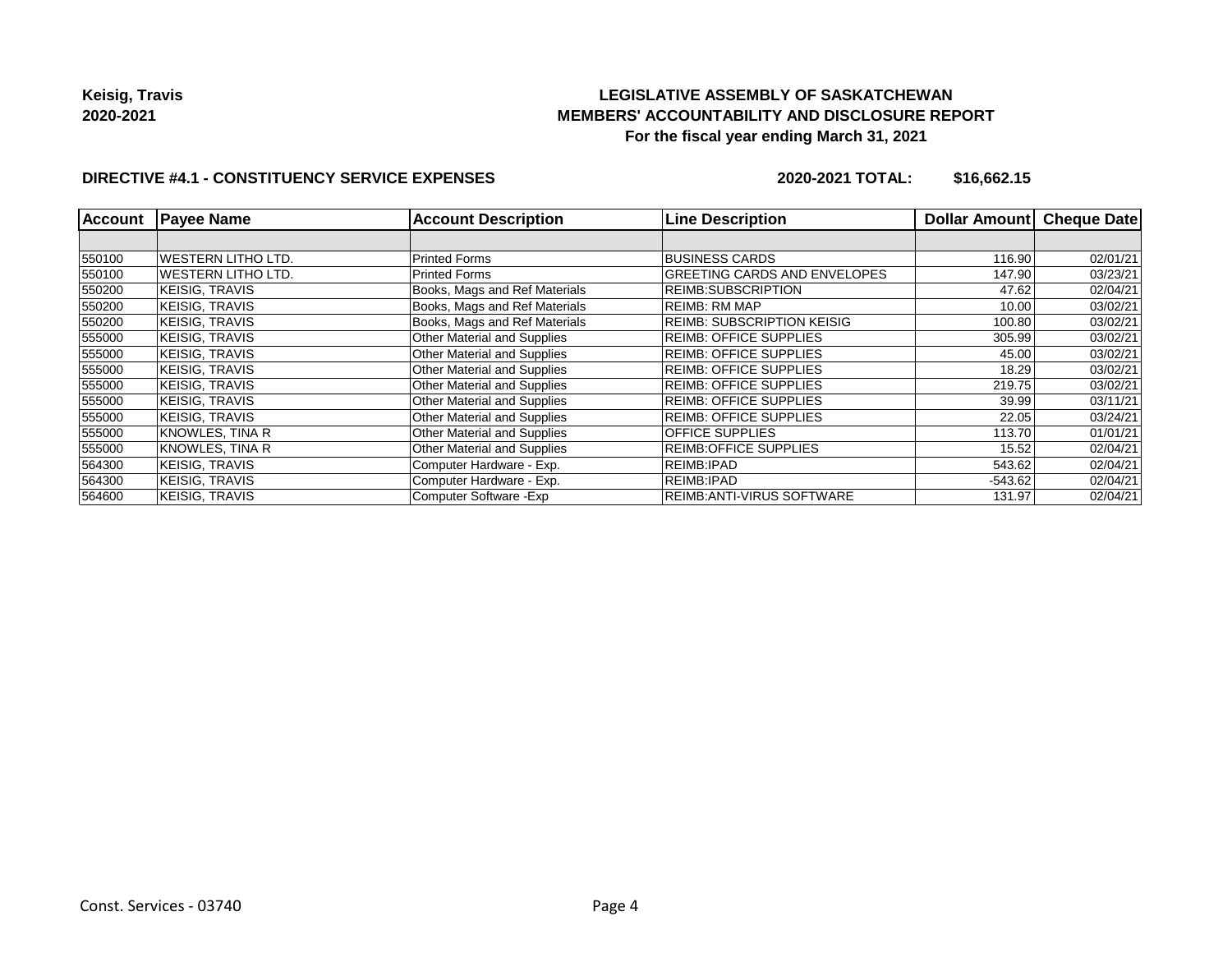**Keisig, Travis**
**2020-2021**

## LEGISLATIVE ASSEMBLY OF SASKATCHEWAN
## MEMBERS' ACCOUNTABILITY AND DISCLOSURE REPORT
### For the fiscal year ending March 31, 2021

**DIRECTIVE #4.1 - CONSTITUENCY SERVICE EXPENSES** **2020-2021 TOTAL: $16,662.15**

| Account | Payee Name | Account Description | Line Description | Dollar Amount | Cheque Date |
|---|---|---|---|---|---|
| | | | | | |
| 550100 | WESTERN LITHO LTD. | Printed Forms | BUSINESS CARDS | 116.90 | 02/01/21 |
| 550100 | WESTERN LITHO LTD. | Printed Forms | GREETING CARDS AND ENVELOPES | 147.90 | 03/23/21 |
| 550200 | KEISIG, TRAVIS | Books, Mags and Ref Materials | REIMB:SUBSCRIPTION | 47.62 | 02/04/21 |
| 550200 | KEISIG, TRAVIS | Books, Mags and Ref Materials | REIMB: RM MAP | 10.00 | 03/02/21 |
| 550200 | KEISIG, TRAVIS | Books, Mags and Ref Materials | REIMB: SUBSCRIPTION KEISIG | 100.80 | 03/02/21 |
| 555000 | KEISIG, TRAVIS | Other Material and Supplies | REIMB: OFFICE SUPPLIES | 305.99 | 03/02/21 |
| 555000 | KEISIG, TRAVIS | Other Material and Supplies | REIMB: OFFICE SUPPLIES | 45.00 | 03/02/21 |
| 555000 | KEISIG, TRAVIS | Other Material and Supplies | REIMB: OFFICE SUPPLIES | 18.29 | 03/02/21 |
| 555000 | KEISIG, TRAVIS | Other Material and Supplies | REIMB: OFFICE SUPPLIES | 219.75 | 03/02/21 |
| 555000 | KEISIG, TRAVIS | Other Material and Supplies | REIMB: OFFICE SUPPLIES | 39.99 | 03/11/21 |
| 555000 | KEISIG, TRAVIS | Other Material and Supplies | REIMB: OFFICE SUPPLIES | 22.05 | 03/24/21 |
| 555000 | KNOWLES, TINA R | Other Material and Supplies | OFFICE SUPPLIES | 113.70 | 01/01/21 |
| 555000 | KNOWLES, TINA R | Other Material and Supplies | REIMB:OFFICE SUPPLIES | 15.52 | 02/04/21 |
| 564300 | KEISIG, TRAVIS | Computer Hardware - Exp. | REIMB:IPAD | 543.62 | 02/04/21 |
| 564300 | KEISIG, TRAVIS | Computer Hardware - Exp. | REIMB:IPAD | -543.62 | 02/04/21 |
| 564600 | KEISIG, TRAVIS | Computer Software -Exp | REIMB:ANTI-VIRUS SOFTWARE | 131.97 | 02/04/21 |

Const. Services - 03740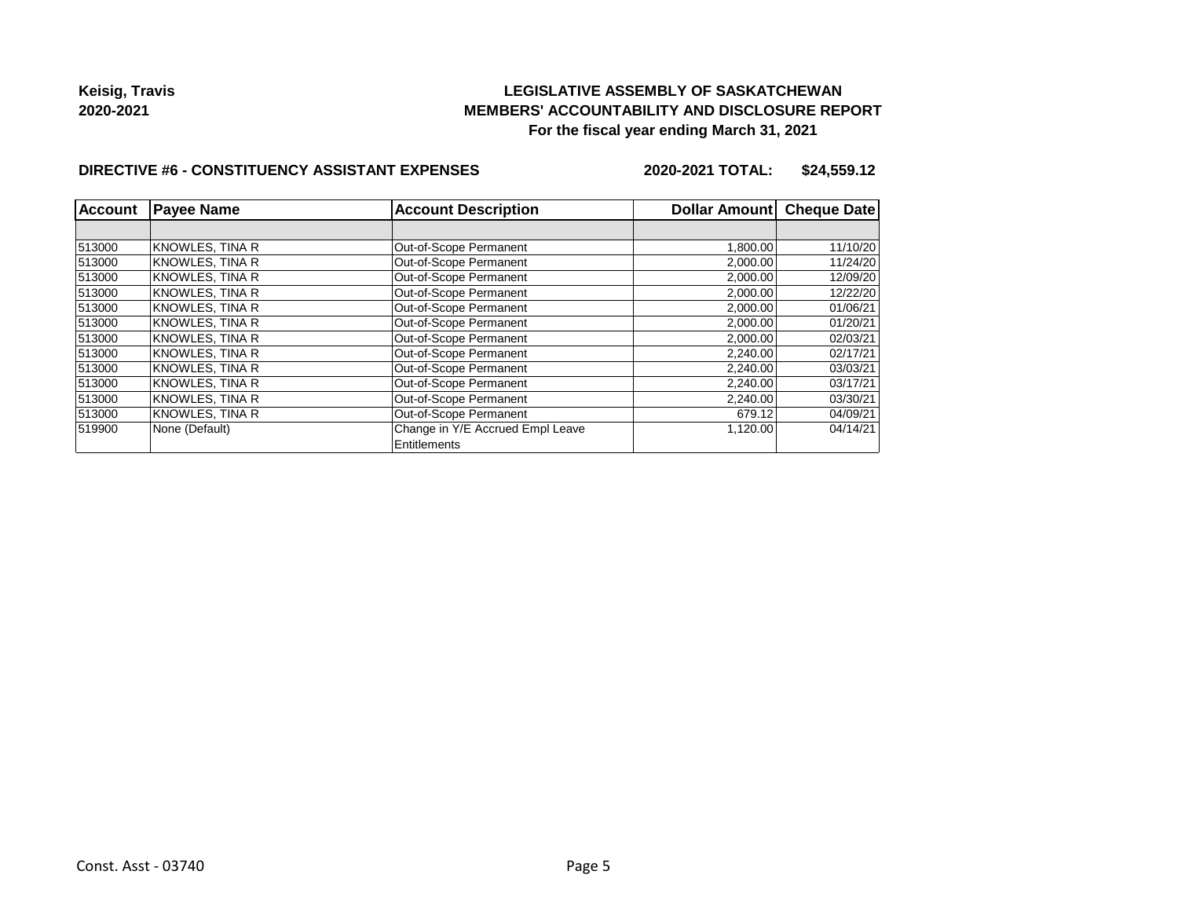**Keisig, Travis**
**2020-2021**

**LEGISLATIVE ASSEMBLY OF SASKATCHEWAN**
**MEMBERS' ACCOUNTABILITY AND DISCLOSURE REPORT**
**For the fiscal year ending March 31, 2021**

**DIRECTIVE #6 - CONSTITUENCY ASSISTANT EXPENSES** **2020-2021 TOTAL: $24,559.12**

| Account | Payee Name | Account Description | Dollar Amount | Cheque Date |
|---|---|---|---|---|
| | | | | |
| 513000 | KNOWLES, TINA R | Out-of-Scope Permanent | 1,800.00 | 11/10/20 |
| 513000 | KNOWLES, TINA R | Out-of-Scope Permanent | 2,000.00 | 11/24/20 |
| 513000 | KNOWLES, TINA R | Out-of-Scope Permanent | 2,000.00 | 12/09/20 |
| 513000 | KNOWLES, TINA R | Out-of-Scope Permanent | 2,000.00 | 12/22/20 |
| 513000 | KNOWLES, TINA R | Out-of-Scope Permanent | 2,000.00 | 01/06/21 |
| 513000 | KNOWLES, TINA R | Out-of-Scope Permanent | 2,000.00 | 01/20/21 |
| 513000 | KNOWLES, TINA R | Out-of-Scope Permanent | 2,000.00 | 02/03/21 |
| 513000 | KNOWLES, TINA R | Out-of-Scope Permanent | 2,240.00 | 02/17/21 |
| 513000 | KNOWLES, TINA R | Out-of-Scope Permanent | 2,240.00 | 03/03/21 |
| 513000 | KNOWLES, TINA R | Out-of-Scope Permanent | 2,240.00 | 03/17/21 |
| 513000 | KNOWLES, TINA R | Out-of-Scope Permanent | 2,240.00 | 03/30/21 |
| 513000 | KNOWLES, TINA R | Out-of-Scope Permanent | 679.12 | 04/09/21 |
| 519900 | None (Default) | Change in Y/E Accrued Empl Leave Entitlements | 1,120.00 | 04/14/21 |

Const. Asst - 03740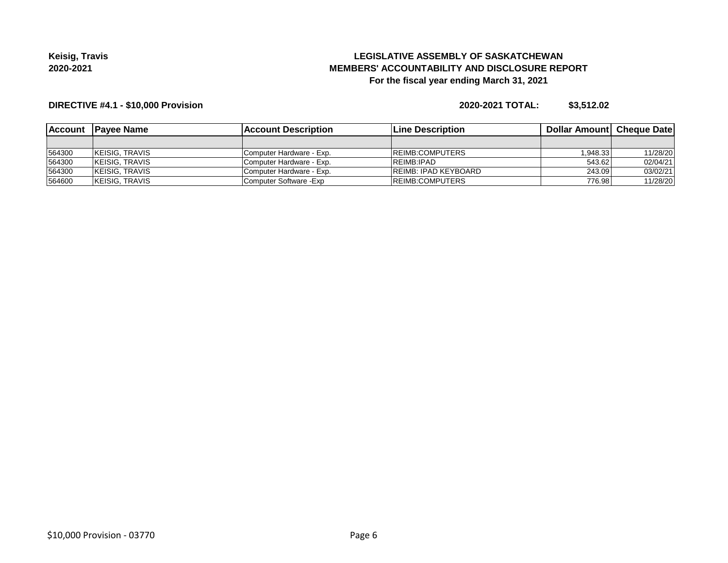**Keisig, Travis**
**2020-2021**

**LEGISLATIVE ASSEMBLY OF SASKATCHEWAN**
**MEMBERS' ACCOUNTABILITY AND DISCLOSURE REPORT**
**For the fiscal year ending March 31, 2021**

**DIRECTIVE #4.1 - $10,000 Provision** **2020-2021 TOTAL: $3,512.02**

| Account | Payee Name | Account Description | Line Description | Dollar Amount | Cheque Date |
|---|---|---|---|---|---|
| | | | | | |
| 564300 | KEISIG, TRAVIS | Computer Hardware - Exp. | REIMB:COMPUTERS | 1,948.33 | 11/28/20 |
| 564300 | KEISIG, TRAVIS | Computer Hardware - Exp. | REIMB:IPAD | 543.62 | 02/04/21 |
| 564300 | KEISIG, TRAVIS | Computer Hardware - Exp. | REIMB: IPAD KEYBOARD | 243.09 | 03/02/21 |
| 564600 | KEISIG, TRAVIS | Computer Software -Exp | REIMB:COMPUTERS | 776.98 | 11/28/20 |

$10,000 Provision - 03770